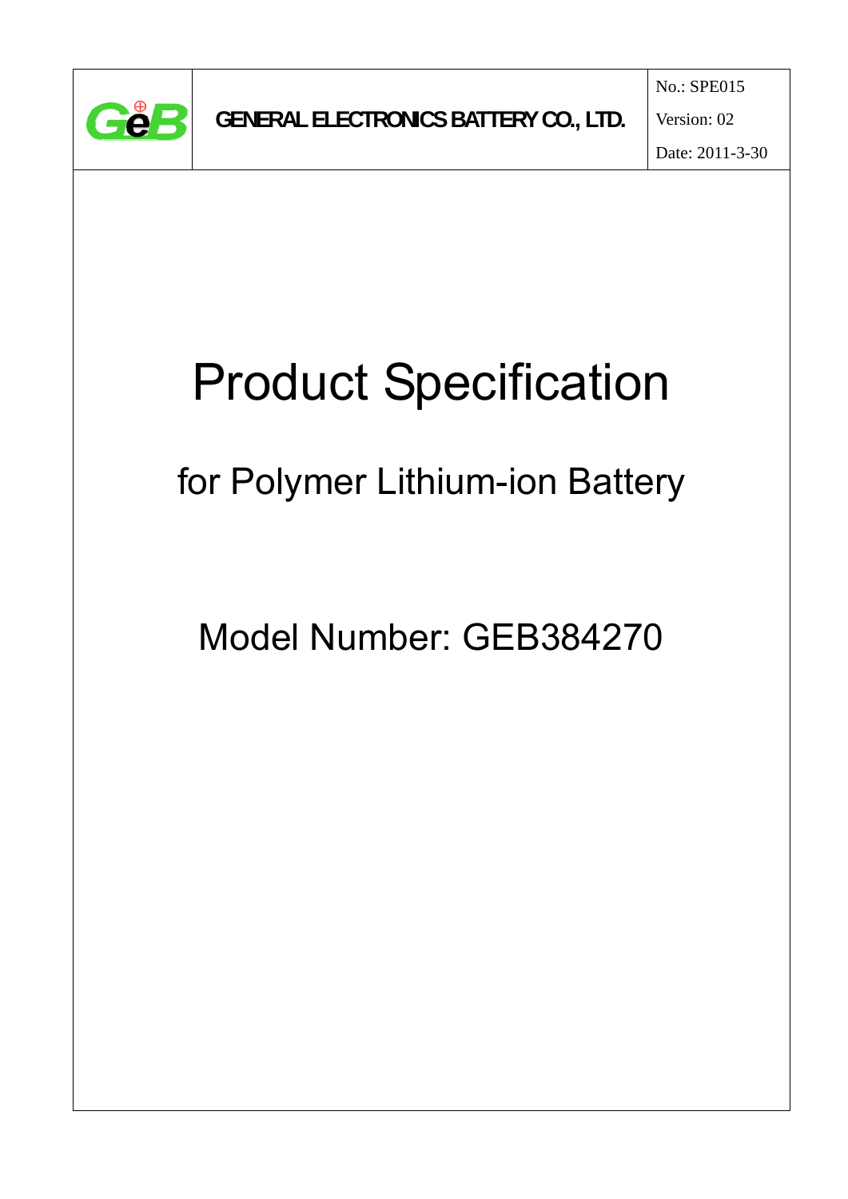| GeB | GENERAL ELECTRONICS BATTERY CO., LTD. | No.: SPE015<br>Version: 02<br>Date: 2011-3-30 |
| --- | --- | --- |

# Product Specification

## for Polymer Lithium-ion Battery

## Model Number: GEB384270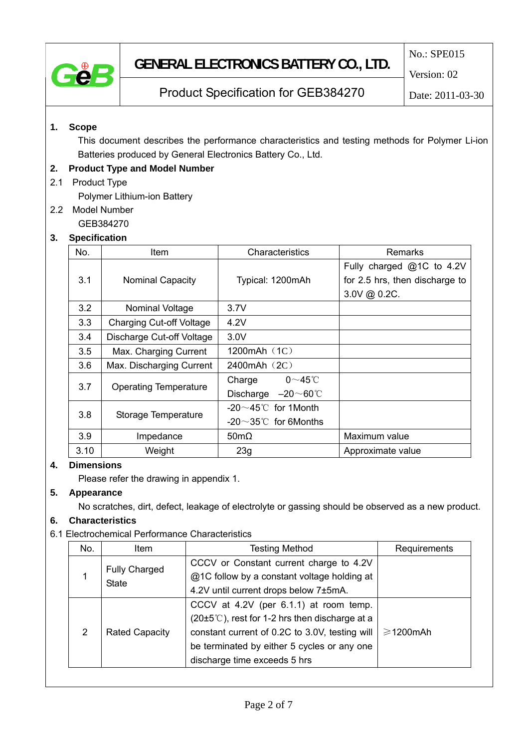| GeB | GENERAL ELECTRONICS BATTERY CO., LTD. | No.: SPE015 |
|---|---|---|
| | | Version: 02 |
| | Product Specification for GEB384270 | Date: 2011-03-30 |

**1. Scope**

This document describes the performance characteristics and testing methods for Polymer Li-ion Batteries produced by General Electronics Battery Co., Ltd.

**2. Product Type and Model Number**

2.1 Product Type

Polymer Lithium-ion Battery

2.2 Model Number

GEB384270

**3. Specification**

| No. | Item | Characteristics | Remarks |
|---|---|---|---|
| 3.1 | Nominal Capacity | Typical: 1200mAh | Fully charged @1C to 4.2V for 2.5 hrs, then discharge to 3.0V @ 0.2C. |
| 3.2 | Nominal Voltage | 3.7V | |
| 3.3 | Charging Cut-off Voltage | 4.2V | |
| 3.4 | Discharge Cut-off Voltage | 3.0V | |
| 3.5 | Max. Charging Current | 1200mAh（1C） | |
| 3.6 | Max. Discharging Current | 2400mAh（2C） | |
| 3.7 | Operating Temperature | Charge 0～45℃<br>Discharge –20～60℃ | |
| 3.8 | Storage Temperature | -20～45℃ for 1Month<br>-20～35℃ for 6Months | |
| 3.9 | Impedance | 50mΩ | Maximum value |
| 3.10 | Weight | 23g | Approximate value |

**4. Dimensions**

Please refer the drawing in appendix 1.

**5. Appearance**

No scratches, dirt, defect, leakage of electrolyte or gassing should be observed as a new product.

**6. Characteristics**

6.1 Electrochemical Performance Characteristics

| No. | Item | Testing Method | Requirements |
|---|---|---|---|
| 1 | Fully Charged State | CCCV or Constant current charge to 4.2V @1C follow by a constant voltage holding at 4.2V until current drops below 7±5mA. | |
| 2 | Rated Capacity | CCCV at 4.2V (per 6.1.1) at room temp. (20±5℃), rest for 1-2 hrs then discharge at a constant current of 0.2C to 3.0V, testing will be terminated by either 5 cycles or any one discharge time exceeds 5 hrs | ≥1200mAh |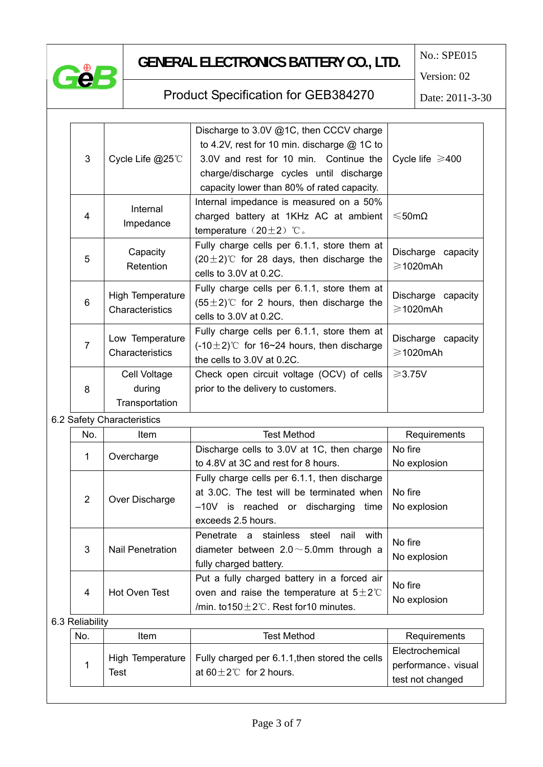| 3 | Cycle Life @25℃ | Discharge to 3.0V @1C, then CCCV charge to 4.2V, rest for 10 min. discharge @ 1C to 3.0V and rest for 10 min. Continue the charge/discharge cycles until discharge capacity lower than 80% of rated capacity. | Cycle life ≥400 |
|---|---|---|---|
| 4 | Internal Impedance | Internal impedance is measured on a 50% charged battery at 1KHz AC at ambient temperature（20±2）℃。 | ≤50mΩ |
| 5 | Capacity Retention | Fully charge cells per 6.1.1, store them at (20±2)℃ for 28 days, then discharge the cells to 3.0V at 0.2C. | Discharge capacity ≥1020mAh |
| 6 | High Temperature Characteristics | Fully charge cells per 6.1.1, store them at (55±2)℃ for 2 hours, then discharge the cells to 3.0V at 0.2C. | Discharge capacity ≥1020mAh |
| 7 | Low Temperature Characteristics | Fully charge cells per 6.1.1, store them at (-10±2)℃ for 16~24 hours, then discharge the cells to 3.0V at 0.2C. | Discharge capacity ≥1020mAh |
| 8 | Cell Voltage during Transportation | Check open circuit voltage (OCV) of cells prior to the delivery to customers. | ≥3.75V |

6.2 Safety Characteristics

| No. | Item | Test Method | Requirements |
|---|---|---|---|
| 1 | Overcharge | Discharge cells to 3.0V at 1C, then charge to 4.8V at 3C and rest for 8 hours. | No fire<br>No explosion |
| 2 | Over Discharge | Fully charge cells per 6.1.1, then discharge at 3.0C. The test will be terminated when –10V is reached or discharging time exceeds 2.5 hours. | No fire<br>No explosion |
| 3 | Nail Penetration | Penetrate a stainless steel nail with diameter between 2.0～5.0mm through a fully charged battery. | No fire<br>No explosion |
| 4 | Hot Oven Test | Put a fully charged battery in a forced air oven and raise the temperature at 5±2℃ /min. to150±2℃. Rest for10 minutes. | No fire<br>No explosion |

6.3 Reliability

| No. | Item | Test Method | Requirements |
|---|---|---|---|
| 1 | High Temperature Test | Fully charged per 6.1.1,then stored the cells at 60±2℃ for 2 hours. | Electrochemical performance、visual test not changed |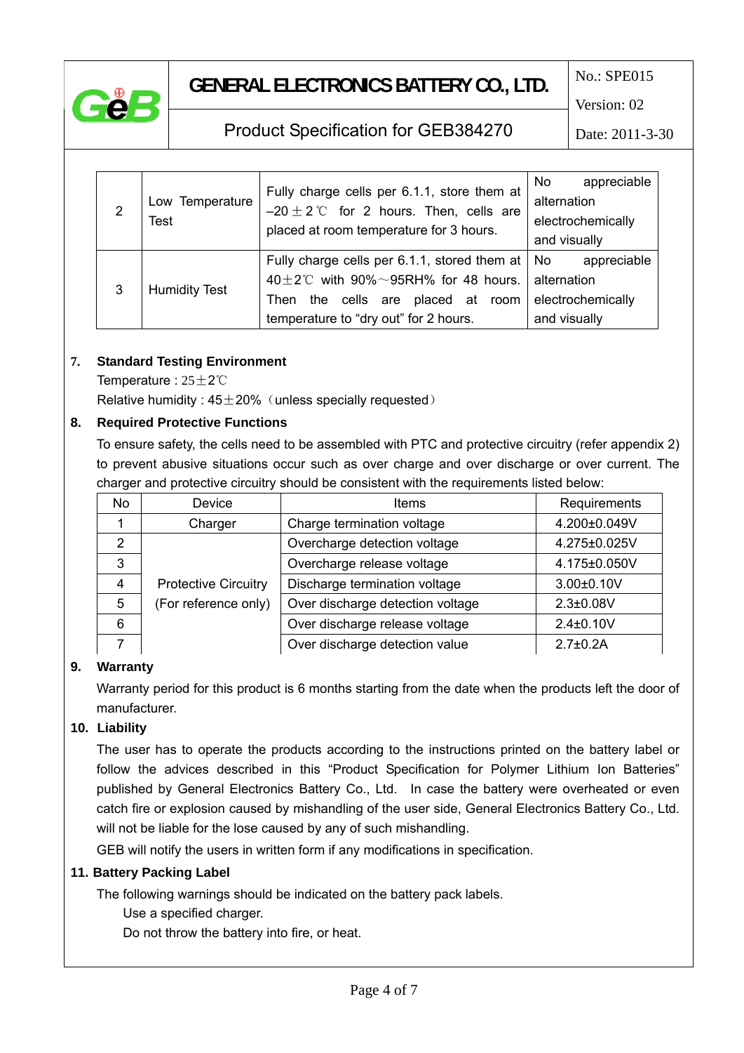| 2 | Low Temperature Test | Fully charge cells per 6.1.1, store them at –20 ± 2 ℃ for 2 hours. Then, cells are placed at room temperature for 3 hours. | No appreciable alternation electrochemically and visually |
|---|---|---|---|
| 3 | Humidity Test | Fully charge cells per 6.1.1, stored them at 40±2℃ with 90%～95RH% for 48 hours. Then the cells are placed at room temperature to "dry out" for 2 hours. | No appreciable alternation electrochemically and visually |

## 7. Standard Testing Environment

Temperature : 25±2℃

Relative humidity : 45±20%（unless specially requested）

## 8. Required Protective Functions

To ensure safety, the cells need to be assembled with PTC and protective circuitry (refer appendix 2) to prevent abusive situations occur such as over charge and over discharge or over current. The charger and protective circuitry should be consistent with the requirements listed below:

| No | Device | Items | Requirements |
|---|---|---|---|
| 1 | Charger | Charge termination voltage | 4.200±0.049V |
| 2 | Protective Circuitry (For reference only) | Overcharge detection voltage | 4.275±0.025V |
| 3 | | Overcharge release voltage | 4.175±0.050V |
| 4 | | Discharge termination voltage | 3.00±0.10V |
| 5 | | Over discharge detection voltage | 2.3±0.08V |
| 6 | | Over discharge release voltage | 2.4±0.10V |
| 7 | | Over discharge detection value | 2.7±0.2A |

## 9. Warranty

Warranty period for this product is 6 months starting from the date when the products left the door of manufacturer.

## 10. Liability

The user has to operate the products according to the instructions printed on the battery label or follow the advices described in this "Product Specification for Polymer Lithium Ion Batteries" published by General Electronics Battery Co., Ltd. In case the battery were overheated or even catch fire or explosion caused by mishandling of the user side, General Electronics Battery Co., Ltd. will not be liable for the lose caused by any of such mishandling.

GEB will notify the users in written form if any modifications in specification.

## 11. Battery Packing Label

The following warnings should be indicated on the battery pack labels.

Use a specified charger.

Do not throw the battery into fire, or heat.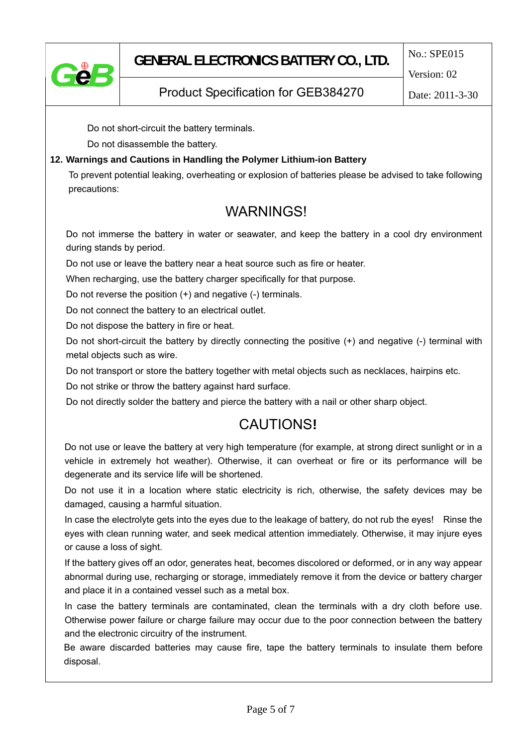Do not short-circuit the battery terminals.

Do not disassemble the battery.

**12. Warnings and Cautions in Handling the Polymer Lithium-ion Battery**

To prevent potential leaking, overheating or explosion of batteries please be advised to take following precautions:

## WARNINGS!

Do not immerse the battery in water or seawater, and keep the battery in a cool dry environment during stands by period.

Do not use or leave the battery near a heat source such as fire or heater.

When recharging, use the battery charger specifically for that purpose.

Do not reverse the position (+) and negative (-) terminals.

Do not connect the battery to an electrical outlet.

Do not dispose the battery in fire or heat.

Do not short-circuit the battery by directly connecting the positive (+) and negative (-) terminal with metal objects such as wire.

Do not transport or store the battery together with metal objects such as necklaces, hairpins etc.

Do not strike or throw the battery against hard surface.

Do not directly solder the battery and pierce the battery with a nail or other sharp object.

## CAUTIONS!

Do not use or leave the battery at very high temperature (for example, at strong direct sunlight or in a vehicle in extremely hot weather). Otherwise, it can overheat or fire or its performance will be degenerate and its service life will be shortened.

Do not use it in a location where static electricity is rich, otherwise, the safety devices may be damaged, causing a harmful situation.

In case the electrolyte gets into the eyes due to the leakage of battery, do not rub the eyes! Rinse the eyes with clean running water, and seek medical attention immediately. Otherwise, it may injure eyes or cause a loss of sight.

If the battery gives off an odor, generates heat, becomes discolored or deformed, or in any way appear abnormal during use, recharging or storage, immediately remove it from the device or battery charger and place it in a contained vessel such as a metal box.

In case the battery terminals are contaminated, clean the terminals with a dry cloth before use. Otherwise power failure or charge failure may occur due to the poor connection between the battery and the electronic circuitry of the instrument.

Be aware discarded batteries may cause fire, tape the battery terminals to insulate them before disposal.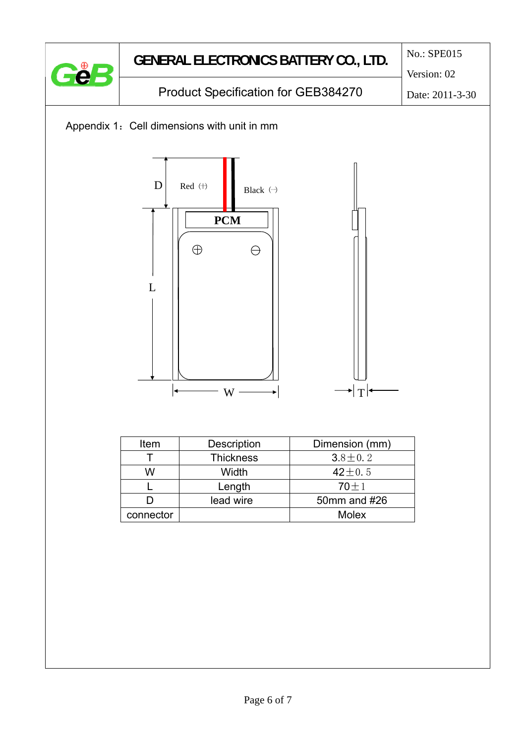Appendix 1：Cell dimensions with unit in mm

| Item | Description | Dimension (mm) |
|---|---|---|
| T | Thickness | 3.8±0.2 |
| W | Width | 42±0.5 |
| L | Length | 70±1 |
| D | lead wire | 50mm and #26 |
| connector | | Molex |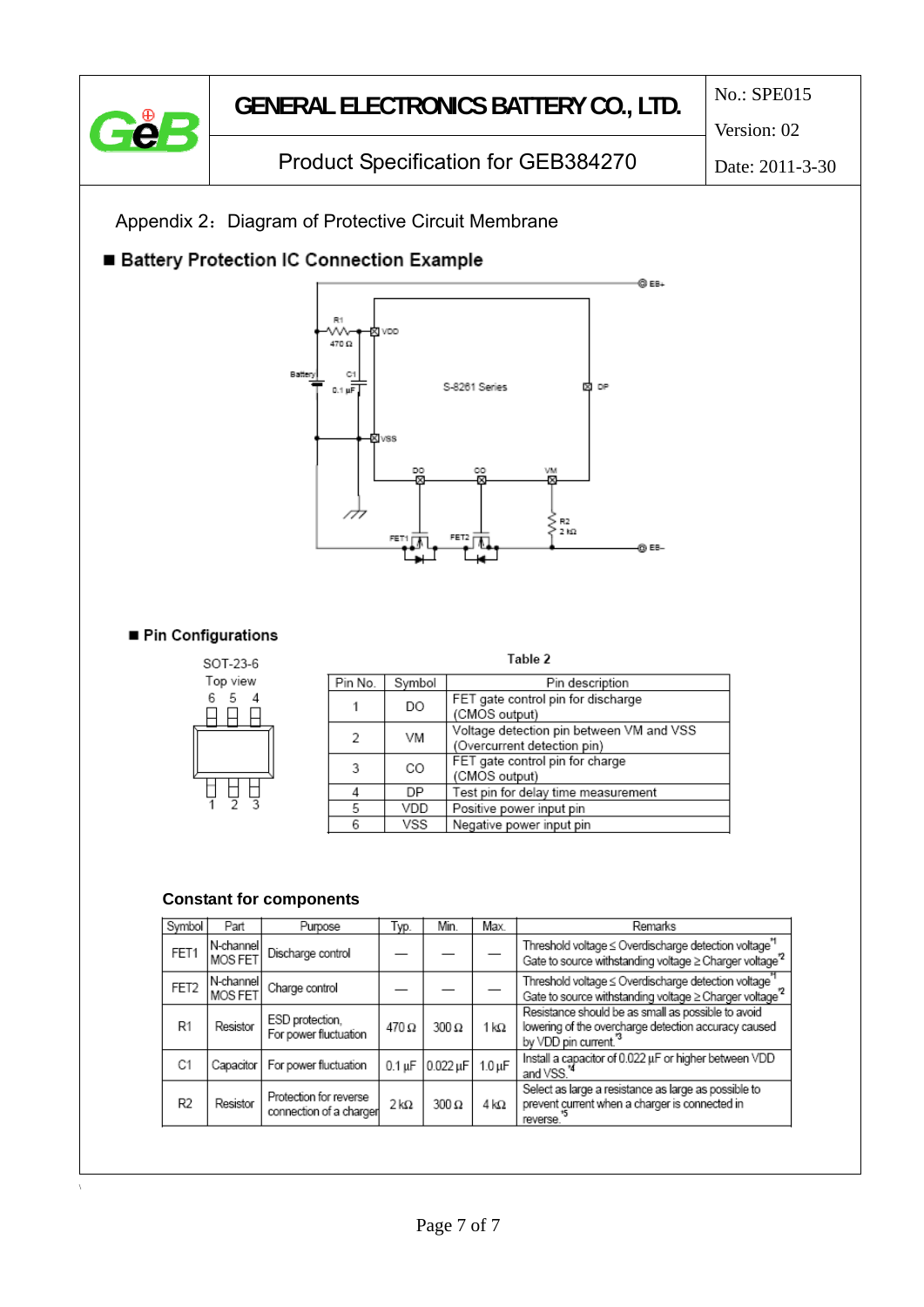Appendix 2：Diagram of Protective Circuit Membrane

## ■ Battery Protection IC Connection Example

EB+
R1
470 Ω
VDD
Battery
C1
0.1 μF
S-8261 Series
DP
VSS
DO
CO
VM
R2
2 kΩ
FET1
FET2
EB−

## ■ Pin Configurations

SOT-23-6
Top view
6 5 4
1 2 3

Table 2

| Pin No. | Symbol | Pin description |
|---|---|---|
| 1 | DO | FET gate control pin for discharge (CMOS output) |
| 2 | VM | Voltage detection pin between VM and VSS (Overcurrent detection pin) |
| 3 | CO | FET gate control pin for charge (CMOS output) |
| 4 | DP | Test pin for delay time measurement |
| 5 | VDD | Positive power input pin |
| 6 | VSS | Negative power input pin |

### Constant for components

| Symbol | Part | Purpose | Typ. | Min. | Max. | Remarks |
|---|---|---|---|---|---|---|
| FET1 | N-channel MOS FET | Discharge control | — | — | — | Threshold voltage ≤ Overdischarge detection voltage[*1] Gate to source withstanding voltage ≥ Charger voltage[*2] |
| FET2 | N-channel MOS FET | Charge control | — | — | — | Threshold voltage ≤ Overdischarge detection voltage[*1] Gate to source withstanding voltage ≥ Charger voltage[*2] |
| R1 | Resistor | ESD protection, For power fluctuation | 470 Ω | 300 Ω | 1 kΩ | Resistance should be as small as possible to avoid lowering of the overcharge detection accuracy caused by VDD pin current.[*3] |
| C1 | Capacitor | For power fluctuation | 0.1 μF | 0.022 μF | 1.0 μF | Install a capacitor of 0.022 μF or higher between VDD and VSS.[*4] |
| R2 | Resistor | Protection for reverse connection of a charger | 2 kΩ | 300 Ω | 4 kΩ | Select as large a resistance as large as possible to prevent current when a charger is connected in reverse.[*5] |